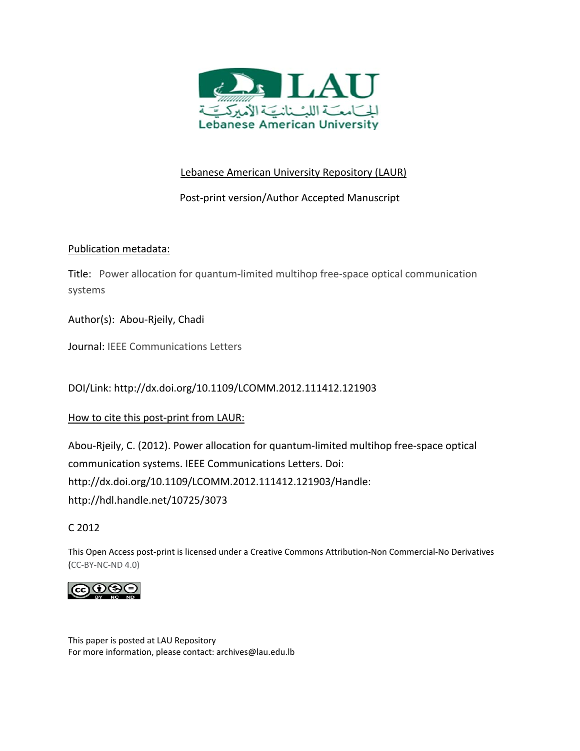LAU

الجامعة اللبنانية الأميركية

Lebanese American University

Lebanese American University Repository (LAUR)

Post-print version/Author Accepted Manuscript

Publication metadata:

Title: Power allocation for quantum-limited multihop free-space optical communication systems

Author(s): Abou-Rjeily, Chadi

Journal: IEEE Communications Letters

DOI/Link: http://dx.doi.org/10.1109/LCOMM.2012.111412.121903

How to cite this post-print from LAUR:

Abou-Rjeily, C. (2012). Power allocation for quantum-limited multihop free-space optical communication systems. IEEE Communications Letters. Doi: http://dx.doi.org/10.1109/LCOMM.2012.111412.121903/Handle: http://hdl.handle.net/10725/3073

C 2012

This Open Access post-print is licensed under a Creative Commons Attribution-Non Commercial-No Derivatives (CC-BY-NC-ND 4.0)

This paper is posted at LAU Repository
For more information, please contact: archives@lau.edu.lb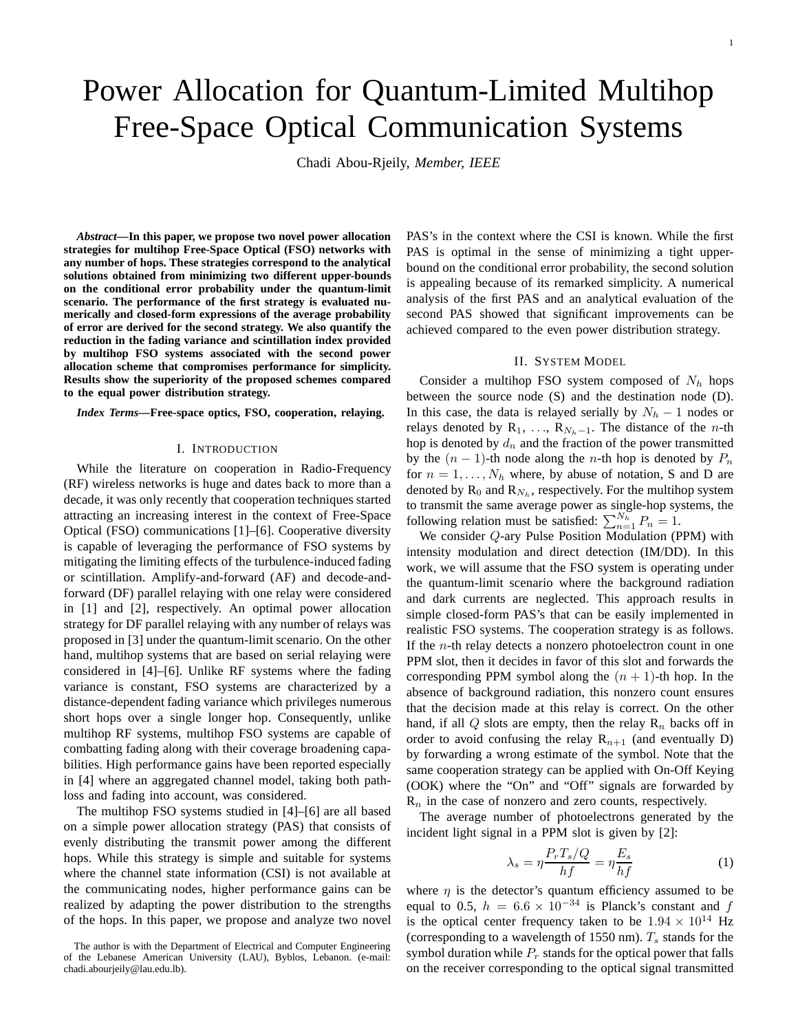# Power Allocation for Quantum-Limited Multihop Free-Space Optical Communication Systems

Chadi Abou-Rjeily, *Member, IEEE*

***Abstract*—In this paper, we propose two novel power allocation strategies for multihop Free-Space Optical (FSO) networks with any number of hops. These strategies correspond to the analytical solutions obtained from minimizing two different upper-bounds on the conditional error probability under the quantum-limit scenario. The performance of the first strategy is evaluated numerically and closed-form expressions of the average probability of error are derived for the second strategy. We also quantify the reduction in the fading variance and scintillation index provided by multihop FSO systems associated with the second power allocation scheme that compromises performance for simplicity. Results show the superiority of the proposed schemes compared to the equal power distribution strategy.**

***Index Terms*—Free-space optics, FSO, cooperation, relaying.**

## I. Introduction

While the literature on cooperation in Radio-Frequency (RF) wireless networks is huge and dates back to more than a decade, it was only recently that cooperation techniques started attracting an increasing interest in the context of Free-Space Optical (FSO) communications [1]–[6]. Cooperative diversity is capable of leveraging the performance of FSO systems by mitigating the limiting effects of the turbulence-induced fading or scintillation. Amplify-and-forward (AF) and decode-and-forward (DF) parallel relaying with one relay were considered in [1] and [2], respectively. An optimal power allocation strategy for DF parallel relaying with any number of relays was proposed in [3] under the quantum-limit scenario. On the other hand, multihop systems that are based on serial relaying were considered in [4]–[6]. Unlike RF systems where the fading variance is constant, FSO systems are characterized by a distance-dependent fading variance which privileges numerous short hops over a single longer hop. Consequently, unlike multihop RF systems, multihop FSO systems are capable of combatting fading along with their coverage broadening capabilities. High performance gains have been reported especially in [4] where an aggregated channel model, taking both path-loss and fading into account, was considered.

The multihop FSO systems studied in [4]–[6] are all based on a simple power allocation strategy (PAS) that consists of evenly distributing the transmit power among the different hops. While this strategy is simple and suitable for systems where the channel state information (CSI) is not available at the communicating nodes, higher performance gains can be realized by adapting the power distribution to the strengths of the hops. In this paper, we propose and analyze two novel PAS's in the context where the CSI is known. While the first PAS is optimal in the sense of minimizing a tight upper-bound on the conditional error probability, the second solution is appealing because of its remarked simplicity. A numerical analysis of the first PAS and an analytical evaluation of the second PAS showed that significant improvements can be achieved compared to the even power distribution strategy.

The author is with the Department of Electrical and Computer Engineering of the Lebanese American University (LAU), Byblos, Lebanon. (e-mail: chadi.abourjeily@lau.edu.lb).

## II. System Model

Consider a multihop FSO system composed of $N_h$ hops between the source node (S) and the destination node (D). In this case, the data is relayed serially by $N_h - 1$ nodes or relays denoted by $\text{R}_1, \ldots, \text{R}_{N_h-1}$. The distance of the $n$-th hop is denoted by $d_n$ and the fraction of the power transmitted by the $(n-1)$-th node along the $n$-th hop is denoted by $P_n$ for $n = 1, \ldots, N_h$ where, by abuse of notation, S and D are denoted by $\text{R}_0$ and $\text{R}_{N_h}$, respectively. For the multihop system to transmit the same average power as single-hop systems, the following relation must be satisfied: $\sum_{n=1}^{N_h} P_n = 1$.

We consider $Q$-ary Pulse Position Modulation (PPM) with intensity modulation and direct detection (IM/DD). In this work, we will assume that the FSO system is operating under the quantum-limit scenario where the background radiation and dark currents are neglected. This approach results in simple closed-form PAS's that can be easily implemented in realistic FSO systems. The cooperation strategy is as follows. If the $n$-th relay detects a nonzero photoelectron count in one PPM slot, then it decides in favor of this slot and forwards the corresponding PPM symbol along the $(n+1)$-th hop. In the absence of background radiation, this nonzero count ensures that the decision made at this relay is correct. On the other hand, if all $Q$ slots are empty, then the relay $\text{R}_n$ backs off in order to avoid confusing the relay $\text{R}_{n+1}$ (and eventually D) by forwarding a wrong estimate of the symbol. Note that the same cooperation strategy can be applied with On-Off Keying (OOK) where the "On" and "Off" signals are forwarded by $\text{R}_n$ in the case of nonzero and zero counts, respectively.

The average number of photoelectrons generated by the incident light signal in a PPM slot is given by [2]:

$$\lambda_s = \eta \frac{P_r T_s / Q}{hf} = \eta \frac{E_s}{hf} \tag{1}$$

where $\eta$ is the detector's quantum efficiency assumed to be equal to 0.5, $h = 6.6 \times 10^{-34}$ is Planck's constant and $f$ is the optical center frequency taken to be $1.94 \times 10^{14}$ Hz (corresponding to a wavelength of 1550 nm). $T_s$ stands for the symbol duration while $P_r$ stands for the optical power that falls on the receiver corresponding to the optical signal transmitted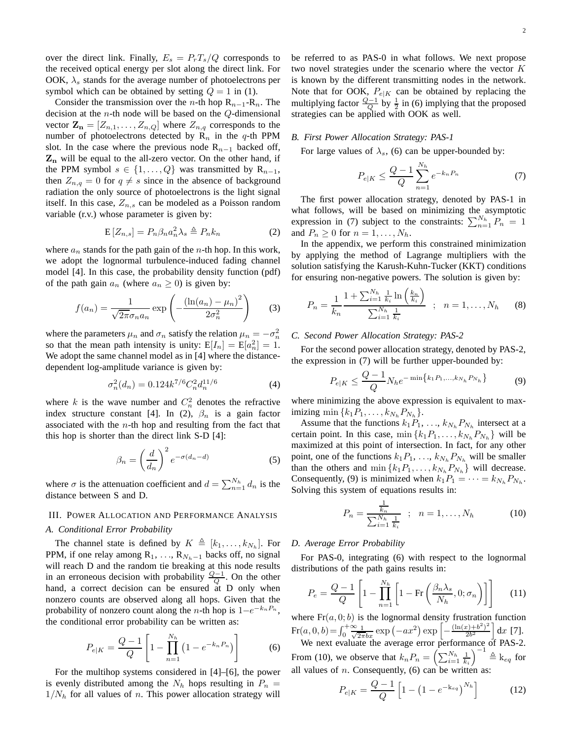over the direct link. Finally, $E_s = P_r T_s / Q$ corresponds to the received optical energy per slot along the direct link. For OOK, $\lambda_s$ stands for the average number of photoelectrons per symbol which can be obtained by setting $Q = 1$ in (1).

Consider the transmission over the $n$-th hop $R_{n-1}$-$R_n$. The decision at the $n$-th node will be based on the $Q$-dimensional vector $\mathbf{Z_n} = [Z_{n,1}, \ldots, Z_{n,Q}]$ where $Z_{n,q}$ corresponds to the number of photoelectrons detected by $R_n$ in the $q$-th PPM slot. In the case where the previous node $R_{n-1}$ backed off, $\mathbf{Z_n}$ will be equal to the all-zero vector. On the other hand, if the PPM symbol $s \in \{1, \ldots, Q\}$ was transmitted by $R_{n-1}$, then $Z_{n,q} = 0$ for $q \neq s$ since in the absence of background radiation the only source of photoelectrons is the light signal itself. In this case, $Z_{n,s}$ can be modeled as a Poisson random variable (r.v.) whose parameter is given by:

$$\mathrm{E}\left[Z_{n,s}\right] = P_n \beta_n a_n^2 \lambda_s \triangleq P_n k_n \tag{2}$$

where $a_n$ stands for the path gain of the $n$-th hop. In this work, we adopt the lognormal turbulence-induced fading channel model [4]. In this case, the probability density function (pdf) of the path gain $a_n$ (where $a_n \geq 0$) is given by:

$$f(a_n) = \frac{1}{\sqrt{2\pi}\sigma_n a_n} \exp\left(-\frac{\left(\ln(a_n) - \mu_n\right)^2}{2\sigma_n^2}\right) \tag{3}$$

where the parameters $\mu_n$ and $\sigma_n$ satisfy the relation $\mu_n = -\sigma_n^2$ so that the mean path intensity is unity: $\mathrm{E}[I_n] = \mathrm{E}[a_n^2] = 1$. We adopt the same channel model as in [4] where the distance-dependent log-amplitude variance is given by:

$$\sigma_n^2(d_n) = 0.124 k^{7/6} C_n^2 d_n^{11/6} \tag{4}$$

where $k$ is the wave number and $C_n^2$ denotes the refractive index structure constant [4]. In (2), $\beta_n$ is a gain factor associated with the $n$-th hop and resulting from the fact that this hop is shorter than the direct link S-D [4]:

$$\beta_n = \left(\frac{d}{d_n}\right)^2 e^{-\sigma(d_n - d)} \tag{5}$$

where $\sigma$ is the attenuation coefficient and $d = \sum_{n=1}^{N_h} d_n$ is the distance between S and D.

## III. Power Allocation and Performance Analysis

### A. Conditional Error Probability

The channel state is defined by $K \triangleq [k_1, \ldots, k_{N_h}]$. For PPM, if one relay among $R_1, \ldots, R_{N_h - 1}$ backs off, no signal will reach D and the random tie breaking at this node results in an erroneous decision with probability $\frac{Q-1}{Q}$. On the other hand, a correct decision can be ensured at D only when nonzero counts are observed along all hops. Given that the probability of nonzero count along the $n$-th hop is $1 - e^{-k_n P_n}$, the conditional error probability can be written as:

$$P_{e|K} = \frac{Q-1}{Q}\left[1 - \prod_{n=1}^{N_h}\left(1 - e^{-k_n P_n}\right)\right] \tag{6}$$

For the multihop systems considered in [4]–[6], the power is evenly distributed among the $N_h$ hops resulting in $P_n = 1/N_h$ for all values of $n$. This power allocation strategy will be referred to as PAS-0 in what follows. We next propose two novel strategies under the scenario where the vector $K$ is known by the different transmitting nodes in the network. Note that for OOK, $P_{e|K}$ can be obtained by replacing the multiplying factor $\frac{Q-1}{Q}$ by $\frac{1}{2}$ in (6) implying that the proposed strategies can be applied with OOK as well.

### B. First Power Allocation Strategy: PAS-1

For large values of $\lambda_s$, (6) can be upper-bounded by:

$$P_{e|K} \leq \frac{Q-1}{Q}\sum_{n=1}^{N_h} e^{-k_n P_n} \tag{7}$$

The first power allocation strategy, denoted by PAS-1 in what follows, will be based on minimizing the asymptotic expression in (7) subject to the constraints: $\sum_{n=1}^{N_h} P_n = 1$ and $P_n \geq 0$ for $n = 1, \ldots, N_h$.

In the appendix, we perform this constrained minimization by applying the method of Lagrange multipliers with the solution satisfying the Karush-Kuhn-Tucker (KKT) conditions for ensuring non-negative powers. The solution is given by:

$$P_n = \frac{1}{k_n}\frac{1 + \sum_{i=1}^{N_h}\frac{1}{k_i}\ln\left(\frac{k_n}{k_i}\right)}{\sum_{i=1}^{N_h}\frac{1}{k_i}} \quad ; \quad n = 1, \ldots, N_h \tag{8}$$

### C. Second Power Allocation Strategy: PAS-2

For the second power allocation strategy, denoted by PAS-2, the expression in (7) will be further upper-bounded by:

$$P_{e|K} \leq \frac{Q-1}{Q} N_h e^{-\min\left\{k_1 P_1, \ldots, k_{N_h} P_{N_h}\right\}} \tag{9}$$

where minimizing the above expression is equivalent to maximizing $\min\{k_1 P_1, \ldots, k_{N_h} P_{N_h}\}$.

Assume that the functions $k_1 P_1, \ldots, k_{N_h} P_{N_h}$ intersect at a certain point. In this case, $\min\{k_1 P_1, \ldots, k_{N_h} P_{N_h}\}$ will be maximized at this point of intersection. In fact, for any other point, one of the functions $k_1 P_1, \ldots, k_{N_h} P_{N_h}$ will be smaller than the others and $\min\{k_1 P_1, \ldots, k_{N_h} P_{N_h}\}$ will decrease. Consequently, (9) is minimized when $k_1 P_1 = \cdots = k_{N_h} P_{N_h}$. Solving this system of equations results in:

$$P_n = \frac{\frac{1}{k_n}}{\sum_{i=1}^{N_h}\frac{1}{k_i}} \quad ; \quad n = 1, \ldots, N_h \tag{10}$$

### D. Average Error Probability

For PAS-0, integrating (6) with respect to the lognormal distributions of the path gains results in:

$$P_e = \frac{Q-1}{Q}\left[1 - \prod_{n=1}^{N_h}\left[1 - \mathrm{Fr}\left(\frac{\beta_n \lambda_s}{N_h}, 0; \sigma_n\right)\right]\right] \tag{11}$$

where $\mathrm{Fr}(a, 0; b)$ is the lognormal density frustration function $\mathrm{Fr}(a, 0, b) = \int_0^{+\infty}\frac{1}{\sqrt{2\pi}bx}\exp\left(-ax^2\right)\exp\left[-\frac{(\ln(x) + b^2)^2}{2b^2}\right]\mathrm{d}x$ [7].

We next evaluate the average error performance of PAS-2. From (10), we observe that $k_n P_n = \left(\sum_{i=1}^{N_h}\frac{1}{k_i}\right)^{-1} \triangleq \mathrm{k}_{eq}$ for all values of $n$. Consequently, (6) can be written as:

$$P_{e|K} = \frac{Q-1}{Q}\left[1 - \left(1 - e^{-\mathrm{k}_{eq}}\right)^{N_h}\right] \tag{12}$$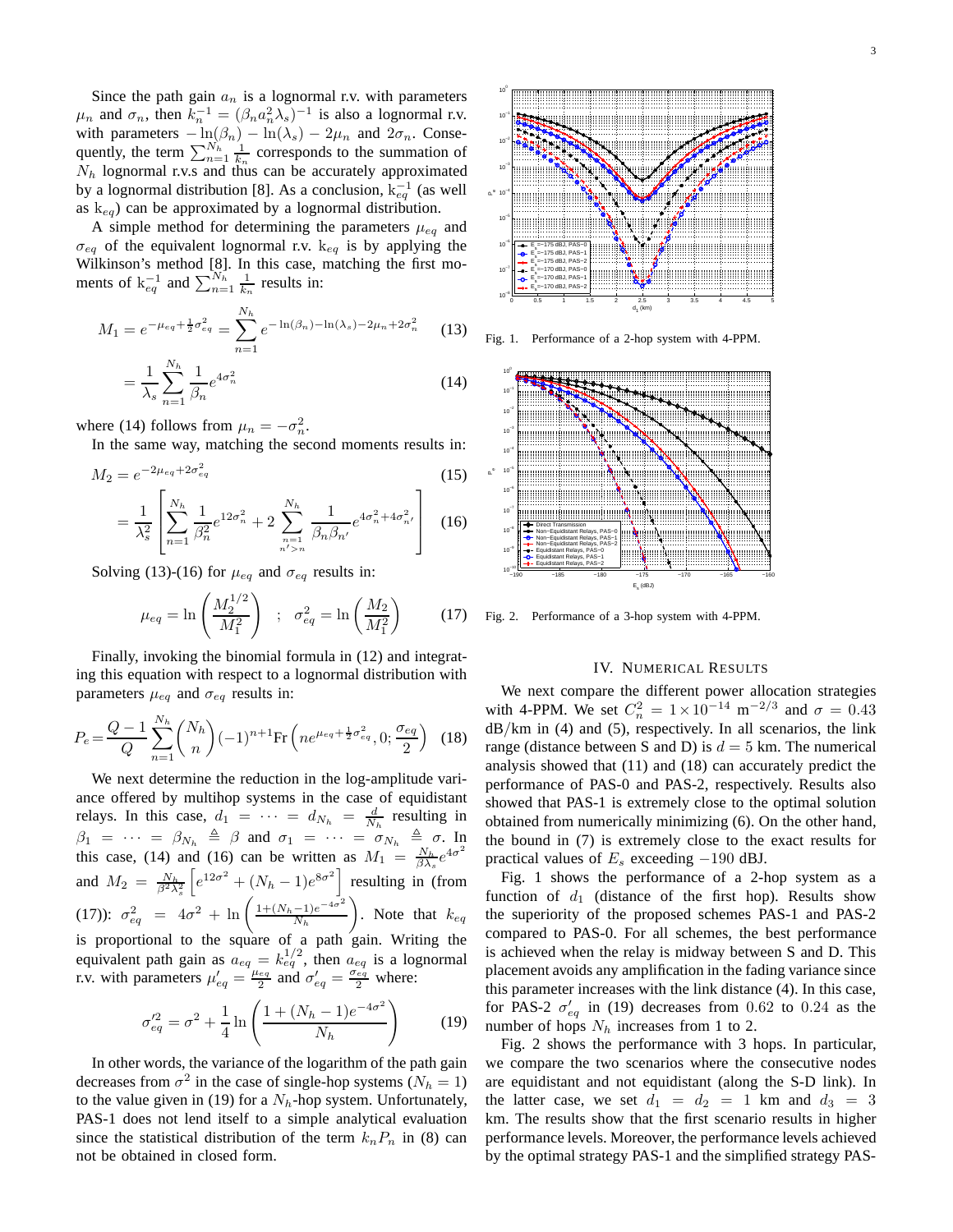Since the path gain $a_n$ is a lognormal r.v. with parameters $\mu_n$ and $\sigma_n$, then $k_n^{-1} = (\beta_n a_n^2 \lambda_s)^{-1}$ is also a lognormal r.v. with parameters $-\ln(\beta_n) - \ln(\lambda_s) - 2\mu_n$ and $2\sigma_n$. Consequently, the term $\sum_{n=1}^{N_h} \frac{1}{k_n}$ corresponds to the summation of $N_h$ lognormal r.v.s and thus can be accurately approximated by a lognormal distribution [8]. As a conclusion, $\text{k}_{eq}^{-1}$ (as well as $\text{k}_{eq}$) can be approximated by a lognormal distribution.

A simple method for determining the parameters $\mu_{eq}$ and $\sigma_{eq}$ of the equivalent lognormal r.v. $\text{k}_{eq}$ is by applying the Wilkinson's method [8]. In this case, matching the first moments of $\text{k}_{eq}^{-1}$ and $\sum_{n=1}^{N_h} \frac{1}{k_n}$ results in:

$$M_1 = e^{-\mu_{eq} + \frac{1}{2}\sigma_{eq}^2} = \sum_{n=1}^{N_h} e^{-\ln(\beta_n) - \ln(\lambda_s) - 2\mu_n + 2\sigma_n^2} \quad (13)$$

$$= \frac{1}{\lambda_s} \sum_{n=1}^{N_h} \frac{1}{\beta_n} e^{4\sigma_n^2} \quad (14)$$

where (14) follows from $\mu_n = -\sigma_n^2$.

In the same way, matching the second moments results in:

$$M_2 = e^{-2\mu_{eq} + 2\sigma_{eq}^2} \quad (15)$$

$$= \frac{1}{\lambda_s^2} \left[ \sum_{n=1}^{N_h} \frac{1}{\beta_n^2} e^{12\sigma_n^2} + 2 \sum_{\substack{n=1 \\ n'>n}}^{N_h} \frac{1}{\beta_n \beta_{n'}} e^{4\sigma_n^2 + 4\sigma_{n'}^2} \right] \quad (16)$$

Solving (13)-(16) for $\mu_{eq}$ and $\sigma_{eq}$ results in:

$$\mu_{eq} = \ln\left(\frac{M_2^{1/2}}{M_1^2}\right) \quad ; \quad \sigma_{eq}^2 = \ln\left(\frac{M_2}{M_1^2}\right) \quad (17)$$

Finally, invoking the binomial formula in (12) and integrating this equation with respect to a lognormal distribution with parameters $\mu_{eq}$ and $\sigma_{eq}$ results in:

$$P_e = \frac{Q-1}{Q} \sum_{n=1}^{N_h} \binom{N_h}{n} (-1)^{n+1} \text{Fr}\left(n e^{\mu_{eq} + \frac{1}{2}\sigma_{eq}^2}, 0; \frac{\sigma_{eq}}{2}\right) \quad (18)$$

We next determine the reduction in the log-amplitude variance offered by multihop systems in the case of equidistant relays. In this case, $d_1 = \cdots = d_{N_h} = \frac{d}{N_h}$ resulting in $\beta_1 = \cdots = \beta_{N_h} \triangleq \beta$ and $\sigma_1 = \cdots = \sigma_{N_h} \triangleq \sigma$. In this case, (14) and (16) can be written as $M_1 = \frac{N_h}{\beta \lambda_s} e^{4\sigma^2}$ and $M_2 = \frac{N_h}{\beta^2 \lambda_s^2}\left[e^{12\sigma^2} + (N_h - 1)e^{8\sigma^2}\right]$ resulting in (from (17)): $\sigma_{eq}^2 = 4\sigma^2 + \ln\left(\frac{1+(N_h-1)e^{-4\sigma^2}}{N_h}\right)$. Note that $k_{eq}$ is proportional to the square of a path gain. Writing the equivalent path gain as $a_{eq} = k_{eq}^{1/2}$, then $a_{eq}$ is a lognormal r.v. with parameters $\mu'_{eq} = \frac{\mu_{eq}}{2}$ and $\sigma'_{eq} = \frac{\sigma_{eq}}{2}$ where:

$$\sigma_{eq}'^2 = \sigma^2 + \frac{1}{4} \ln\left(\frac{1+(N_h-1)e^{-4\sigma^2}}{N_h}\right) \quad (19)$$

In other words, the variance of the logarithm of the path gain decreases from $\sigma^2$ in the case of single-hop systems ($N_h = 1$) to the value given in (19) for a $N_h$-hop system. Unfortunately, PAS-1 does not lend itself to a simple analytical evaluation since the statistical distribution of the term $k_n P_n$ in (8) can not be obtained in closed form.

Fig. 1. Performance of a 2-hop system with 4-PPM.

Fig. 2. Performance of a 3-hop system with 4-PPM.

## IV. Numerical Results

We next compare the different power allocation strategies with 4-PPM. We set $C_n^2 = 1 \times 10^{-14}$ m$^{-2/3}$ and $\sigma = 0.43$ dB/km in (4) and (5), respectively. In all scenarios, the link range (distance between S and D) is $d = 5$ km. The numerical analysis showed that (11) and (18) can accurately predict the performance of PAS-0 and PAS-2, respectively. Results also showed that PAS-1 is extremely close to the optimal solution obtained from numerically minimizing (6). On the other hand, the bound in (7) is extremely close to the exact results for practical values of $E_s$ exceeding $-190$ dBJ.

Fig. 1 shows the performance of a 2-hop system as a function of $d_1$ (distance of the first hop). Results show the superiority of the proposed schemes PAS-1 and PAS-2 compared to PAS-0. For all schemes, the best performance is achieved when the relay is midway between S and D. This placement avoids any amplification in the fading variance since this parameter increases with the link distance (4). In this case, for PAS-2 $\sigma'_{eq}$ in (19) decreases from 0.62 to 0.24 as the number of hops $N_h$ increases from 1 to 2.

Fig. 2 shows the performance with 3 hops. In particular, we compare the two scenarios where the consecutive nodes are equidistant and not equidistant (along the S-D link). In the latter case, we set $d_1 = d_2 = 1$ km and $d_3 = 3$ km. The results show that the first scenario results in higher performance levels. Moreover, the performance levels achieved by the optimal strategy PAS-1 and the simplified strategy PAS-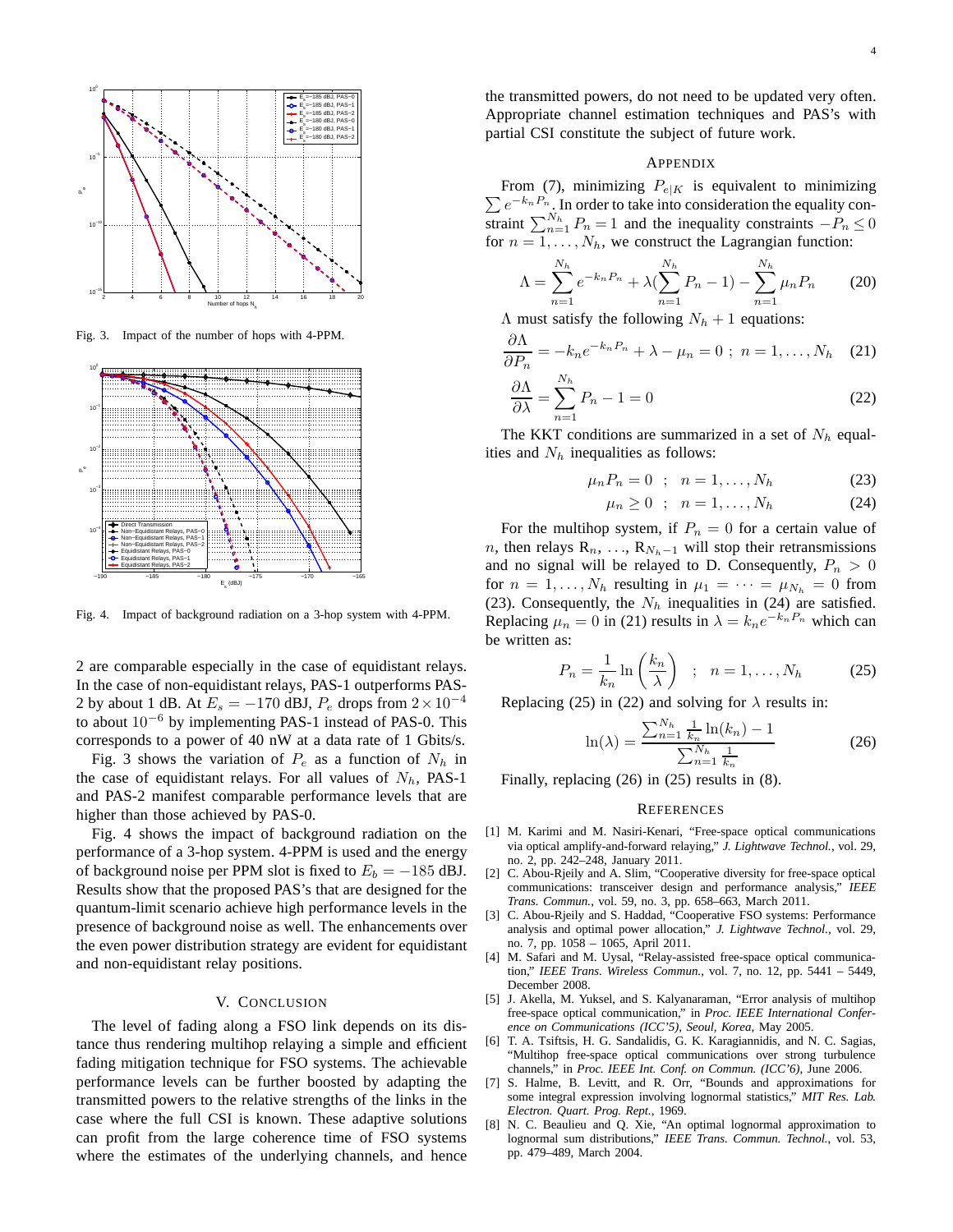$10^0$

$10^{-5}$

$10^{-10}$

$10^{-15}$

$P_e$

2 4 6 8 10 12 14 16 18 20

Number of hops $N_h$

$E_s$=−185 dBJ, PAS−0
$E_s$=−185 dBJ, PAS−1
$E_s$=−185 dBJ, PAS−2
$E_s$=−180 dBJ, PAS−0
$E_s$=−180 dBJ, PAS−1
$E_s$=−180 dBJ, PAS−2

Fig. 3. Impact of the number of hops with 4-PPM.

$10^0$

$10^{-1}$

$10^{-2}$

$10^{-3}$

$10^{-4}$

$P_e$

−190 −185 −180 −175 −170 −165

$E_s$ (dBJ)

Direct Transmission
Non−Equidistant Relays, PAS−0
Non−Equidistant Relays, PAS−1
Non−Equidistant Relays, PAS−2
Equidistant Relays, PAS−0
Equidistant Relays, PAS−1
Equidistant Relays, PAS−2

Fig. 4. Impact of background radiation on a 3-hop system with 4-PPM.

2 are comparable especially in the case of equidistant relays. In the case of non-equidistant relays, PAS-1 outperforms PAS-2 by about 1 dB. At $E_s = -170$ dBJ, $P_e$ drops from $2 \times 10^{-4}$ to about $10^{-6}$ by implementing PAS-1 instead of PAS-0. This corresponds to a power of 40 nW at a data rate of 1 Gbits/s.

Fig. 3 shows the variation of $P_e$ as a function of $N_h$ in the case of equidistant relays. For all values of $N_h$, PAS-1 and PAS-2 manifest comparable performance levels that are higher than those achieved by PAS-0.

Fig. 4 shows the impact of background radiation on the performance of a 3-hop system. 4-PPM is used and the energy of background noise per PPM slot is fixed to $E_b = -185$ dBJ. Results show that the proposed PAS's that are designed for the quantum-limit scenario achieve high performance levels in the presence of background noise as well. The enhancements over the even power distribution strategy are evident for equidistant and non-equidistant relay positions.

## V. Conclusion

The level of fading along a FSO link depends on its distance thus rendering multihop relaying a simple and efficient fading mitigation technique for FSO systems. The achievable performance levels can be further boosted by adapting the transmitted powers to the relative strengths of the links in the case where the full CSI is known. These adaptive solutions can profit from the large coherence time of FSO systems where the estimates of the underlying channels, and hence the transmitted powers, do not need to be updated very often. Appropriate channel estimation techniques and PAS's with partial CSI constitute the subject of future work.

## Appendix

From (7), minimizing $P_{e|K}$ is equivalent to minimizing $\sum e^{-k_n P_n}$. In order to take into consideration the equality constraint $\sum_{n=1}^{N_h} P_n = 1$ and the inequality constraints $-P_n \leq 0$ for $n = 1, \ldots, N_h$, we construct the Lagrangian function:

$$\Lambda = \sum_{n=1}^{N_h} e^{-k_n P_n} + \lambda\left(\sum_{n=1}^{N_h} P_n - 1\right) - \sum_{n=1}^{N_h} \mu_n P_n \qquad (20)$$

$\Lambda$ must satisfy the following $N_h + 1$ equations:

$$\frac{\partial \Lambda}{\partial P_n} = -k_n e^{-k_n P_n} + \lambda - \mu_n = 0 \ ; \ n = 1, \ldots, N_h \qquad (21)$$

$$\frac{\partial \Lambda}{\partial \lambda} = \sum_{n=1}^{N_h} P_n - 1 = 0 \qquad (22)$$

The KKT conditions are summarized in a set of $N_h$ equalities and $N_h$ inequalities as follows:

$$\mu_n P_n = 0 \ \ ; \ \ n = 1, \ldots, N_h \qquad (23)$$

$$\mu_n \geq 0 \ \ ; \ \ n = 1, \ldots, N_h \qquad (24)$$

For the multihop system, if $P_n = 0$ for a certain value of $n$, then relays $R_n, \ldots, R_{N_h-1}$ will stop their retransmissions and no signal will be relayed to D. Consequently, $P_n > 0$ for $n = 1, \ldots, N_h$ resulting in $\mu_1 = \cdots = \mu_{N_h} = 0$ from (23). Consequently, the $N_h$ inequalities in (24) are satisfied. Replacing $\mu_n = 0$ in (21) results in $\lambda = k_n e^{-k_n P_n}$ which can be written as:

$$P_n = \frac{1}{k_n} \ln\left(\frac{k_n}{\lambda}\right) \ \ ; \ \ n = 1, \ldots, N_h \qquad (25)$$

Replacing (25) in (22) and solving for $\lambda$ results in:

$$\ln(\lambda) = \frac{\sum_{n=1}^{N_h} \frac{1}{k_n} \ln(k_n) - 1}{\sum_{n=1}^{N_h} \frac{1}{k_n}} \qquad (26)$$

Finally, replacing (26) in (25) results in (8).

## References

[1] M. Karimi and M. Nasiri-Kenari, "Free-space optical communications via optical amplify-and-forward relaying," *J. Lightwave Technol.*, vol. 29, no. 2, pp. 242–248, January 2011.

[2] C. Abou-Rjeily and A. Slim, "Cooperative diversity for free-space optical communications: transceiver design and performance analysis," *IEEE Trans. Commun.*, vol. 59, no. 3, pp. 658–663, March 2011.

[3] C. Abou-Rjeily and S. Haddad, "Cooperative FSO systems: Performance analysis and optimal power allocation," *J. Lightwave Technol.*, vol. 29, no. 7, pp. 1058 – 1065, April 2011.

[4] M. Safari and M. Uysal, "Relay-assisted free-space optical communication," *IEEE Trans. Wireless Commun.*, vol. 7, no. 12, pp. 5441 – 5449, December 2008.

[5] J. Akella, M. Yuksel, and S. Kalyanaraman, "Error analysis of multihop free-space optical communication," in *Proc. IEEE International Conference on Communications (ICC'5), Seoul, Korea*, May 2005.

[6] T. A. Tsiftsis, H. G. Sandalidis, G. K. Karagiannidis, and N. C. Sagias, "Multihop free-space optical communications over strong turbulence channels," in *Proc. IEEE Int. Conf. on Commun. (ICC'6)*, June 2006.

[7] S. Halme, B. Levitt, and R. Orr, "Bounds and approximations for some integral expression involving lognormal statistics," *MIT Res. Lab. Electron. Quart. Prog. Rept.*, 1969.

[8] N. C. Beaulieu and Q. Xie, "An optimal lognormal approximation to lognormal sum distributions," *IEEE Trans. Commun. Technol.*, vol. 53, pp. 479–489, March 2004.